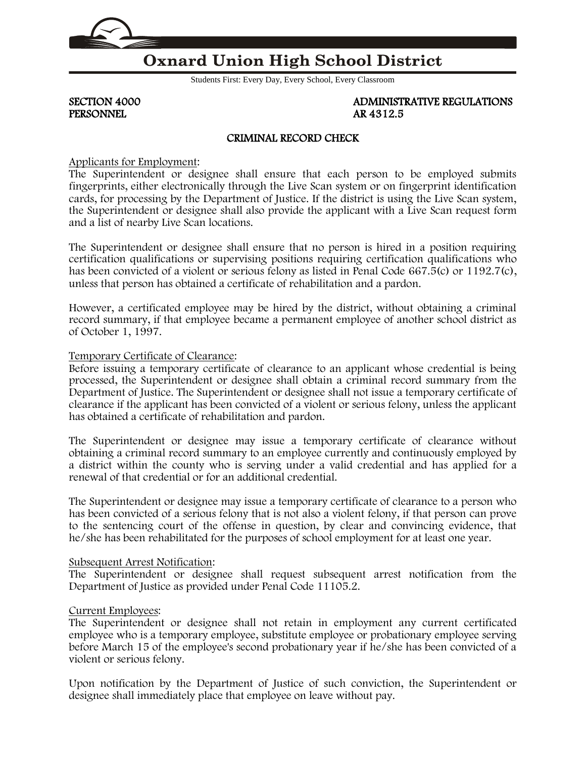# Oxnard Union High School District

Students First: Every Day, Every School, Every Classroom

**SECTION 4000** **ADMINISTRATIVE REGULATIONS**
**PERSONNEL** **AR 4312.5**

## CRIMINAL RECORD CHECK

Applicants for Employment:
The Superintendent or designee shall ensure that each person to be employed submits fingerprints, either electronically through the Live Scan system or on fingerprint identification cards, for processing by the Department of Justice. If the district is using the Live Scan system, the Superintendent or designee shall also provide the applicant with a Live Scan request form and a list of nearby Live Scan locations.

The Superintendent or designee shall ensure that no person is hired in a position requiring certification qualifications or supervising positions requiring certification qualifications who has been convicted of a violent or serious felony as listed in Penal Code 667.5(c) or 1192.7(c), unless that person has obtained a certificate of rehabilitation and a pardon.

However, a certificated employee may be hired by the district, without obtaining a criminal record summary, if that employee became a permanent employee of another school district as of October 1, 1997.

Temporary Certificate of Clearance:
Before issuing a temporary certificate of clearance to an applicant whose credential is being processed, the Superintendent or designee shall obtain a criminal record summary from the Department of Justice. The Superintendent or designee shall not issue a temporary certificate of clearance if the applicant has been convicted of a violent or serious felony, unless the applicant has obtained a certificate of rehabilitation and pardon.

The Superintendent or designee may issue a temporary certificate of clearance without obtaining a criminal record summary to an employee currently and continuously employed by a district within the county who is serving under a valid credential and has applied for a renewal of that credential or for an additional credential.

The Superintendent or designee may issue a temporary certificate of clearance to a person who has been convicted of a serious felony that is not also a violent felony, if that person can prove to the sentencing court of the offense in question, by clear and convincing evidence, that he/she has been rehabilitated for the purposes of school employment for at least one year.

Subsequent Arrest Notification:
The Superintendent or designee shall request subsequent arrest notification from the Department of Justice as provided under Penal Code 11105.2.

Current Employees:
The Superintendent or designee shall not retain in employment any current certificated employee who is a temporary employee, substitute employee or probationary employee serving before March 15 of the employee's second probationary year if he/she has been convicted of a violent or serious felony.

Upon notification by the Department of Justice of such conviction, the Superintendent or designee shall immediately place that employee on leave without pay.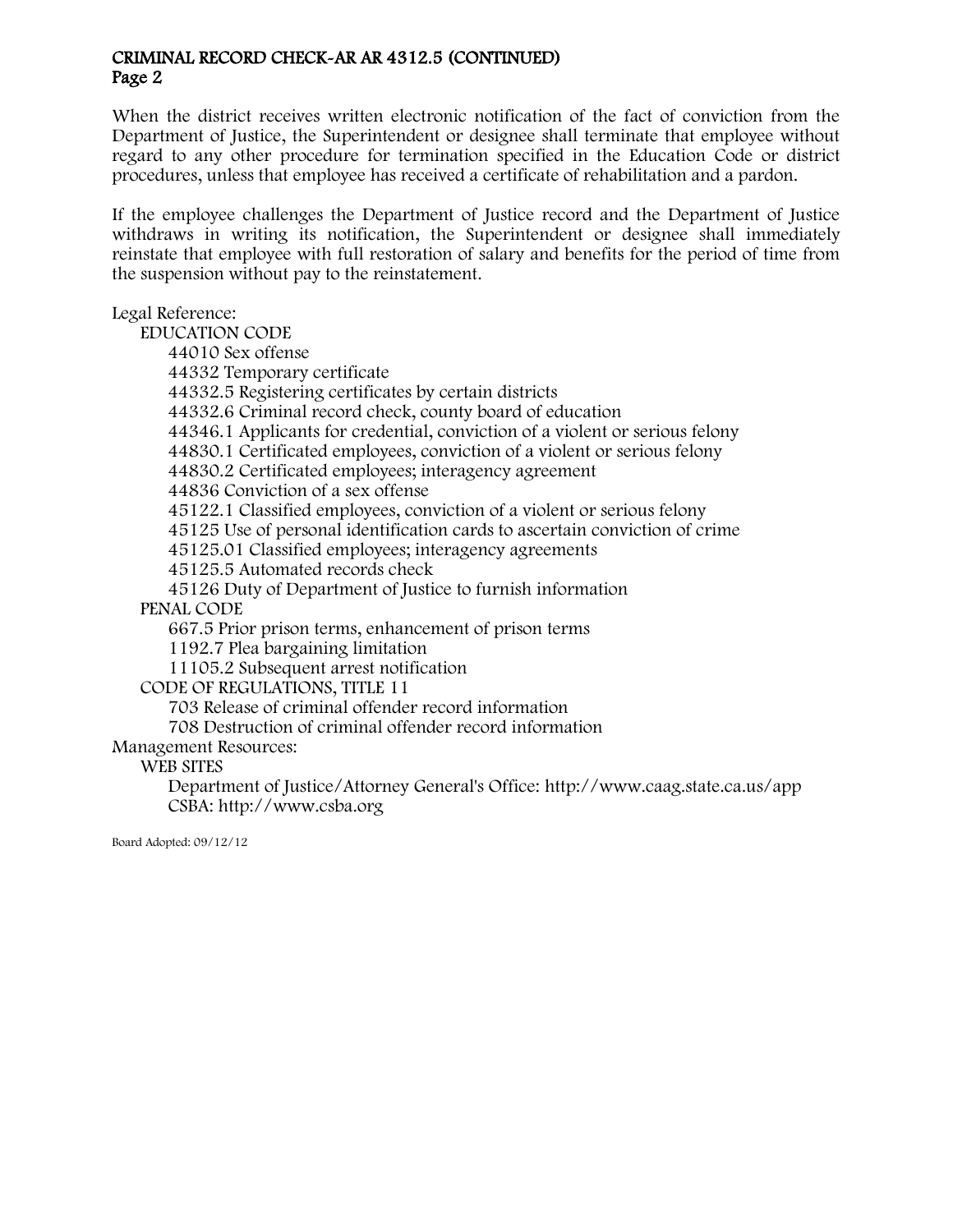When the district receives written electronic notification of the fact of conviction from the Department of Justice, the Superintendent or designee shall terminate that employee without regard to any other procedure for termination specified in the Education Code or district procedures, unless that employee has received a certificate of rehabilitation and a pardon.

If the employee challenges the Department of Justice record and the Department of Justice withdraws in writing its notification, the Superintendent or designee shall immediately reinstate that employee with full restoration of salary and benefits for the period of time from the suspension without pay to the reinstatement.

Legal Reference:

- EDUCATION CODE
  - 44010 Sex offense
  - 44332 Temporary certificate
  - 44332.5 Registering certificates by certain districts
  - 44332.6 Criminal record check, county board of education
  - 44346.1 Applicants for credential, conviction of a violent or serious felony
  - 44830.1 Certificated employees, conviction of a violent or serious felony
  - 44830.2 Certificated employees; interagency agreement
  - 44836 Conviction of a sex offense
  - 45122.1 Classified employees, conviction of a violent or serious felony
  - 45125 Use of personal identification cards to ascertain conviction of crime
  - 45125.01 Classified employees; interagency agreements
  - 45125.5 Automated records check
  - 45126 Duty of Department of Justice to furnish information
- PENAL CODE
  - 667.5 Prior prison terms, enhancement of prison terms
  - 1192.7 Plea bargaining limitation
  - 11105.2 Subsequent arrest notification
- CODE OF REGULATIONS, TITLE 11
  - 703 Release of criminal offender record information
  - 708 Destruction of criminal offender record information

Management Resources:

- WEB SITES
  - Department of Justice/Attorney General's Office: http://www.caag.state.ca.us/app
  - CSBA: http://www.csba.org

Board Adopted: 09/12/12